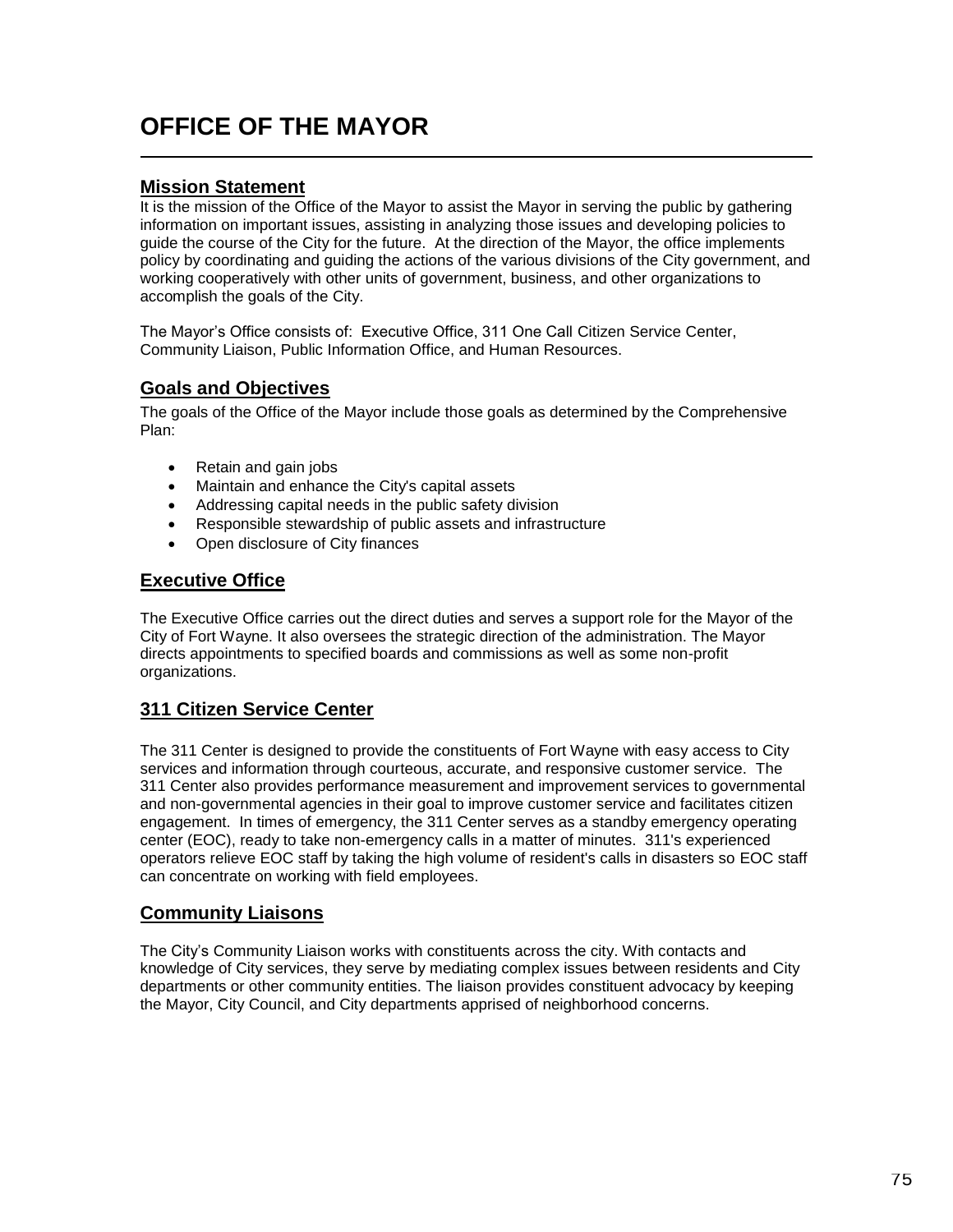# OFFICE OF THE MAYOR

## Mission Statement

It is the mission of the Office of the Mayor to assist the Mayor in serving the public by gathering information on important issues, assisting in analyzing those issues and developing policies to guide the course of the City for the future. At the direction of the Mayor, the office implements policy by coordinating and guiding the actions of the various divisions of the City government, and working cooperatively with other units of government, business, and other organizations to accomplish the goals of the City.

The Mayor's Office consists of: Executive Office, 311 One Call Citizen Service Center, Community Liaison, Public Information Office, and Human Resources.

## Goals and Objectives

The goals of the Office of the Mayor include those goals as determined by the Comprehensive Plan:

- Retain and gain jobs
- Maintain and enhance the City's capital assets
- Addressing capital needs in the public safety division
- Responsible stewardship of public assets and infrastructure
- Open disclosure of City finances

## Executive Office

The Executive Office carries out the direct duties and serves a support role for the Mayor of the City of Fort Wayne. It also oversees the strategic direction of the administration. The Mayor directs appointments to specified boards and commissions as well as some non-profit organizations.

## 311 Citizen Service Center

The 311 Center is designed to provide the constituents of Fort Wayne with easy access to City services and information through courteous, accurate, and responsive customer service. The 311 Center also provides performance measurement and improvement services to governmental and non-governmental agencies in their goal to improve customer service and facilitates citizen engagement. In times of emergency, the 311 Center serves as a standby emergency operating center (EOC), ready to take non-emergency calls in a matter of minutes. 311's experienced operators relieve EOC staff by taking the high volume of resident's calls in disasters so EOC staff can concentrate on working with field employees.

## Community Liaisons

The City's Community Liaison works with constituents across the city. With contacts and knowledge of City services, they serve by mediating complex issues between residents and City departments or other community entities. The liaison provides constituent advocacy by keeping the Mayor, City Council, and City departments apprised of neighborhood concerns.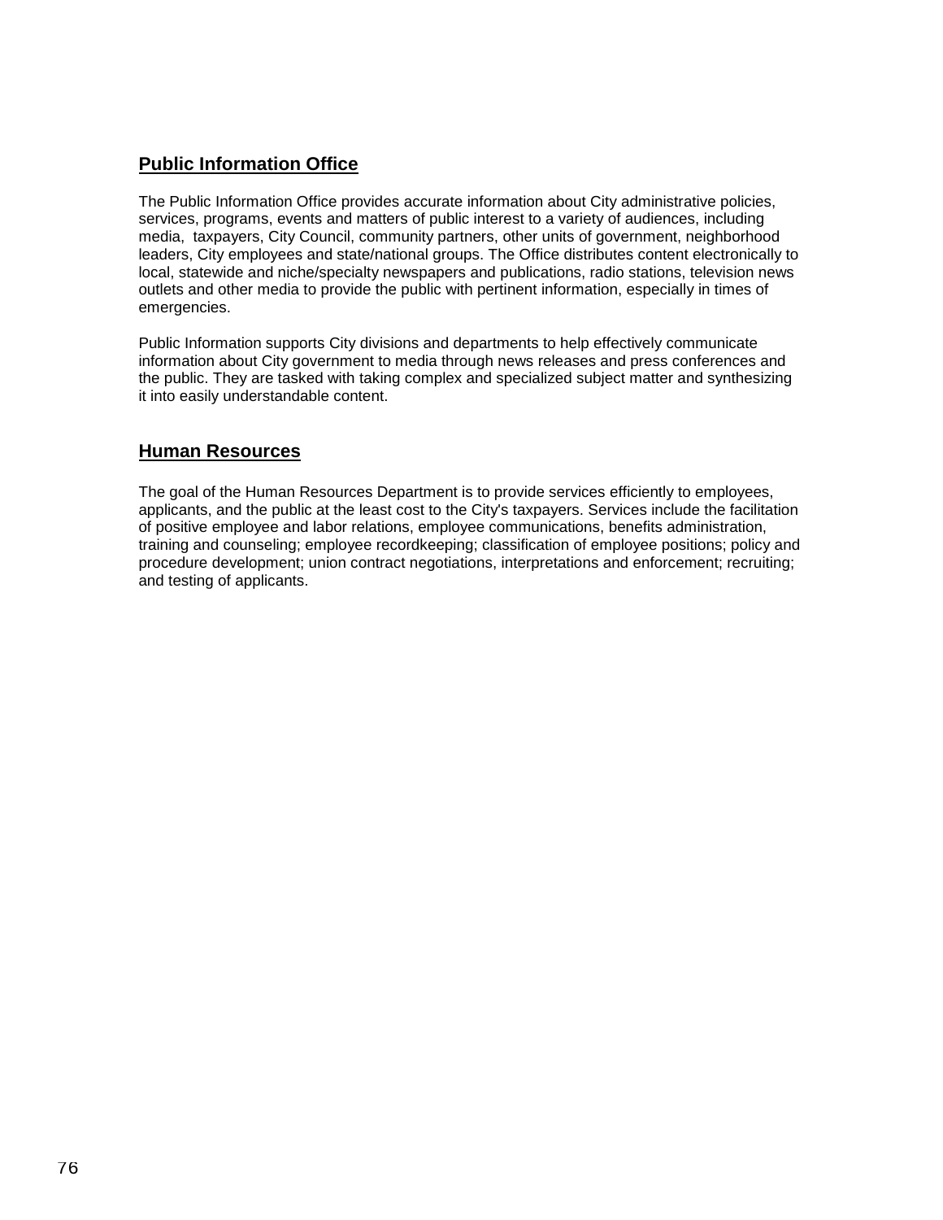## Public Information Office

The Public Information Office provides accurate information about City administrative policies, services, programs, events and matters of public interest to a variety of audiences, including media, taxpayers, City Council, community partners, other units of government, neighborhood leaders, City employees and state/national groups. The Office distributes content electronically to local, statewide and niche/specialty newspapers and publications, radio stations, television news outlets and other media to provide the public with pertinent information, especially in times of emergencies.

Public Information supports City divisions and departments to help effectively communicate information about City government to media through news releases and press conferences and the public. They are tasked with taking complex and specialized subject matter and synthesizing it into easily understandable content.

## Human Resources

The goal of the Human Resources Department is to provide services efficiently to employees, applicants, and the public at the least cost to the City's taxpayers. Services include the facilitation of positive employee and labor relations, employee communications, benefits administration, training and counseling; employee recordkeeping; classification of employee positions; policy and procedure development; union contract negotiations, interpretations and enforcement; recruiting; and testing of applicants.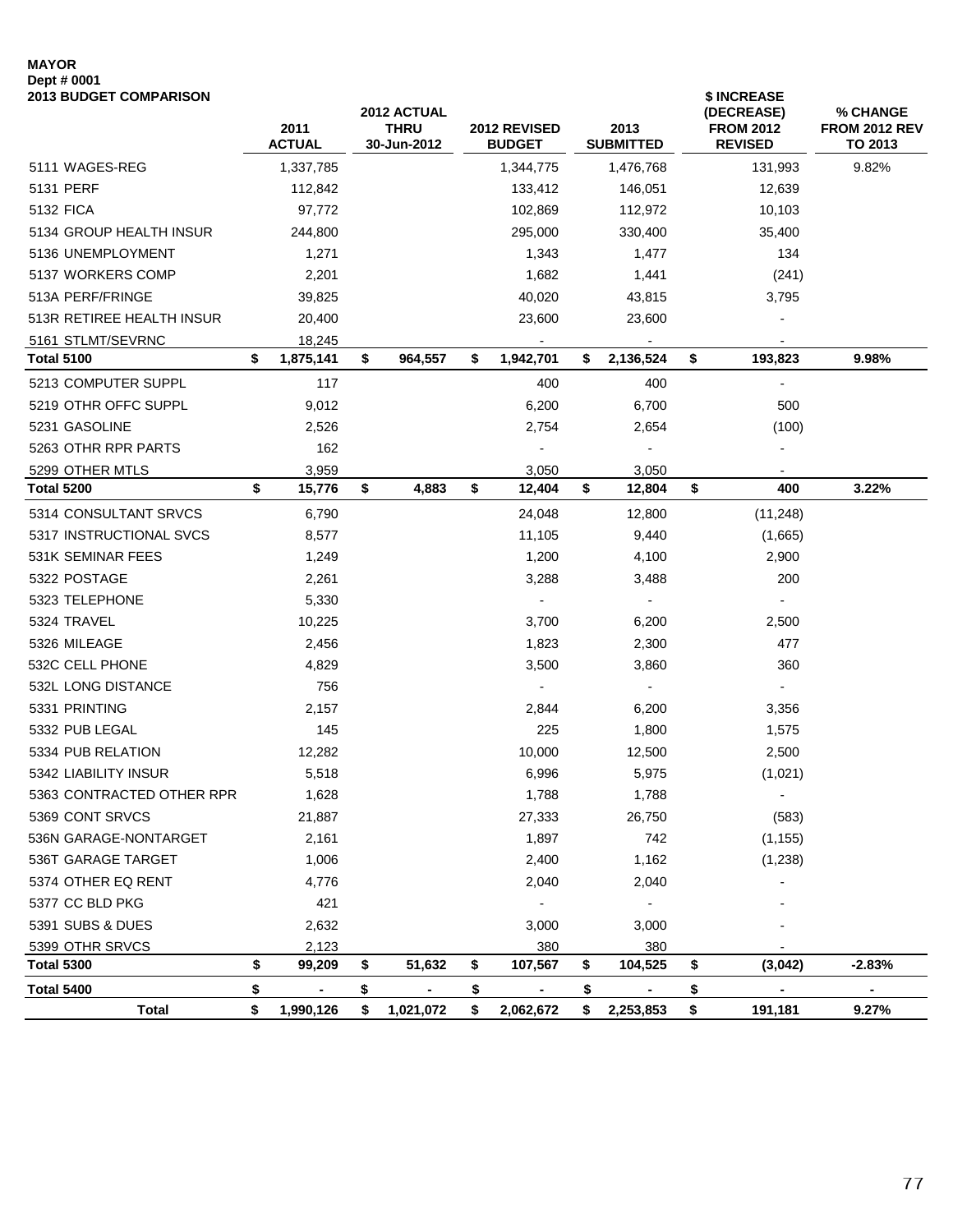**MAYOR**
**Dept # 0001**
**2013 BUDGET COMPARISON**

| | 2011 ACTUAL | 2012 ACTUAL THRU 30-Jun-2012 | 2012 REVISED BUDGET | 2013 SUBMITTED | $ INCREASE (DECREASE) FROM 2012 REVISED | % CHANGE FROM 2012 REV TO 2013 |
|---|---|---|---|---|---|---|
| 5111 WAGES-REG | 1,337,785 | | 1,344,775 | 1,476,768 | 131,993 | 9.82% |
| 5131 PERF | 112,842 | | 133,412 | 146,051 | 12,639 | |
| 5132 FICA | 97,772 | | 102,869 | 112,972 | 10,103 | |
| 5134 GROUP HEALTH INSUR | 244,800 | | 295,000 | 330,400 | 35,400 | |
| 5136 UNEMPLOYMENT | 1,271 | | 1,343 | 1,477 | 134 | |
| 5137 WORKERS COMP | 2,201 | | 1,682 | 1,441 | (241) | |
| 513A PERF/FRINGE | 39,825 | | 40,020 | 43,815 | 3,795 | |
| 513R RETIREE HEALTH INSUR | 20,400 | | 23,600 | 23,600 | - | |
| 5161 STLMT/SEVRNC | 18,245 | | - | - | - | |
| **Total 5100** | **$ 1,875,141** | **$ 964,557** | **$ 1,942,701** | **$ 2,136,524** | **$ 193,823** | **9.98%** |
| 5213 COMPUTER SUPPL | 117 | | 400 | 400 | - | |
| 5219 OTHR OFFC SUPPL | 9,012 | | 6,200 | 6,700 | 500 | |
| 5231 GASOLINE | 2,526 | | 2,754 | 2,654 | (100) | |
| 5263 OTHR RPR PARTS | 162 | | - | - | - | |
| 5299 OTHER MTLS | 3,959 | | 3,050 | 3,050 | - | |
| **Total 5200** | **$ 15,776** | **$ 4,883** | **$ 12,404** | **$ 12,804** | **$ 400** | **3.22%** |
| 5314 CONSULTANT SRVCS | 6,790 | | 24,048 | 12,800 | (11,248) | |
| 5317 INSTRUCTIONAL SVCS | 8,577 | | 11,105 | 9,440 | (1,665) | |
| 531K SEMINAR FEES | 1,249 | | 1,200 | 4,100 | 2,900 | |
| 5322 POSTAGE | 2,261 | | 3,288 | 3,488 | 200 | |
| 5323 TELEPHONE | 5,330 | | - | - | - | |
| 5324 TRAVEL | 10,225 | | 3,700 | 6,200 | 2,500 | |
| 5326 MILEAGE | 2,456 | | 1,823 | 2,300 | 477 | |
| 532C CELL PHONE | 4,829 | | 3,500 | 3,860 | 360 | |
| 532L LONG DISTANCE | 756 | | - | - | - | |
| 5331 PRINTING | 2,157 | | 2,844 | 6,200 | 3,356 | |
| 5332 PUB LEGAL | 145 | | 225 | 1,800 | 1,575 | |
| 5334 PUB RELATION | 12,282 | | 10,000 | 12,500 | 2,500 | |
| 5342 LIABILITY INSUR | 5,518 | | 6,996 | 5,975 | (1,021) | |
| 5363 CONTRACTED OTHER RPR | 1,628 | | 1,788 | 1,788 | - | |
| 5369 CONT SRVCS | 21,887 | | 27,333 | 26,750 | (583) | |
| 536N GARAGE-NONTARGET | 2,161 | | 1,897 | 742 | (1,155) | |
| 536T GARAGE TARGET | 1,006 | | 2,400 | 1,162 | (1,238) | |
| 5374 OTHER EQ RENT | 4,776 | | 2,040 | 2,040 | - | |
| 5377 CC BLD PKG | 421 | | - | - | - | |
| 5391 SUBS & DUES | 2,632 | | 3,000 | 3,000 | - | |
| 5399 OTHR SRVCS | 2,123 | | 380 | 380 | - | |
| **Total 5300** | **$ 99,209** | **$ 51,632** | **$ 107,567** | **$ 104,525** | **$ (3,042)** | **-2.83%** |
| **Total 5400** | **$ -** | **$ -** | **$ -** | **$ -** | **$ -** | **-** |
| **Total** | **$ 1,990,126** | **$ 1,021,072** | **$ 2,062,672** | **$ 2,253,853** | **$ 191,181** | **9.27%** |